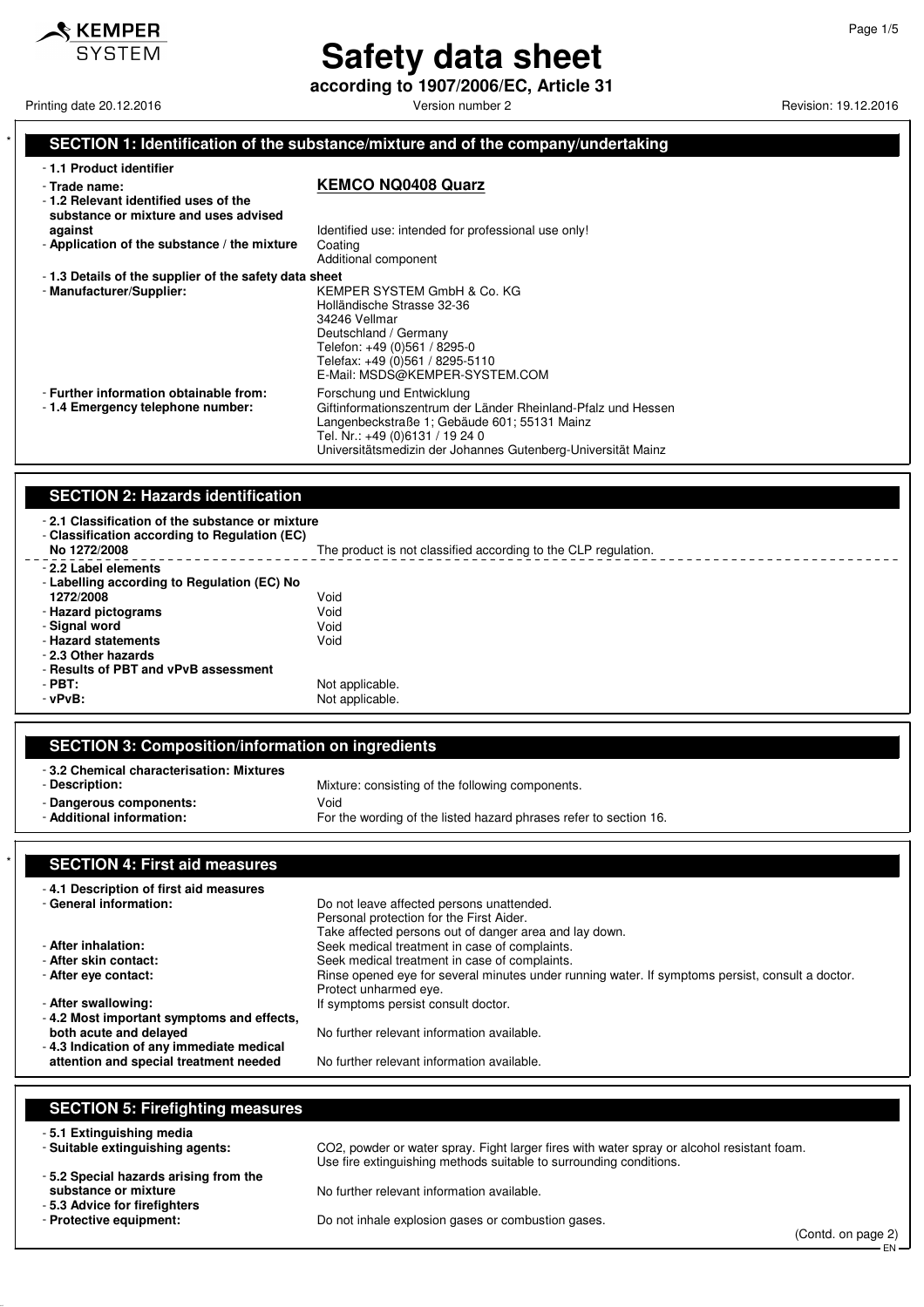# Safety data sheet

**according to 1907/2006/EC, Article 31**

Printing date 20.12.2016 Version number 2 Revision: 19.12.2016

## SECTION 1: Identification of the substance/mixture and of the company/undertaking

- **1.1 Product identifier**
- **Trade name:** **KEMCO NQ0408 Quarz**
- **1.2 Relevant identified uses of the substance or mixture and uses advised against:** Identified use: intended for professional use only!
- **Application of the substance / the mixture:** Coating
  Additional component
- **1.3 Details of the supplier of the safety data sheet**
- **Manufacturer/Supplier:**
  KEMPER SYSTEM GmbH & Co. KG
  Holländische Strasse 32-36
  34246 Vellmar
  Deutschland / Germany
  Telefon: +49 (0)561 / 8295-0
  Telefax: +49 (0)561 / 8295-5110
  E-Mail: MSDS@KEMPER-SYSTEM.COM
- **Further information obtainable from:** Forschung und Entwicklung
- **1.4 Emergency telephone number:**
  Giftinformationszentrum der Länder Rheinland-Pfalz und Hessen
  Langenbeckstraße 1; Gebäude 601; 55131 Mainz
  Tel. Nr.: +49 (0)6131 / 19 24 0
  Universitätsmedizin der Johannes Gutenberg-Universität Mainz

## SECTION 2: Hazards identification

- **2.1 Classification of the substance or mixture**
- **Classification according to Regulation (EC) No 1272/2008:** The product is not classified according to the CLP regulation.
- **2.2 Label elements**
- **Labelling according to Regulation (EC) No 1272/2008:** Void
- **Hazard pictograms:** Void
- **Signal word:** Void
- **Hazard statements:** Void
- **2.3 Other hazards**
- **Results of PBT and vPvB assessment**
- **PBT:** Not applicable.
- **vPvB:** Not applicable.

## SECTION 3: Composition/information on ingredients

- **3.2 Chemical characterisation: Mixtures**
- **Description:** Mixture: consisting of the following components.
- **Dangerous components:** Void
- **Additional information:** For the wording of the listed hazard phrases refer to section 16.

## SECTION 4: First aid measures

- **4.1 Description of first aid measures**
- **General information:**
  Do not leave affected persons unattended.
  Personal protection for the First Aider.
  Take affected persons out of danger area and lay down.
- **After inhalation:** Seek medical treatment in case of complaints.
- **After skin contact:** Seek medical treatment in case of complaints.
- **After eye contact:** Rinse opened eye for several minutes under running water. If symptoms persist, consult a doctor. Protect unharmed eye.
- **After swallowing:** If symptoms persist consult doctor.
- **4.2 Most important symptoms and effects, both acute and delayed:** No further relevant information available.
- **4.3 Indication of any immediate medical attention and special treatment needed:** No further relevant information available.

## SECTION 5: Firefighting measures

- **5.1 Extinguishing media**
- **Suitable extinguishing agents:** $CO_2$, powder or water spray. Fight larger fires with water spray or alcohol resistant foam. Use fire extinguishing methods suitable to surrounding conditions.
- **5.2 Special hazards arising from the substance or mixture:** No further relevant information available.
- **5.3 Advice for firefighters**
- **Protective equipment:** Do not inhale explosion gases or combustion gases.

(Contd. on page 2)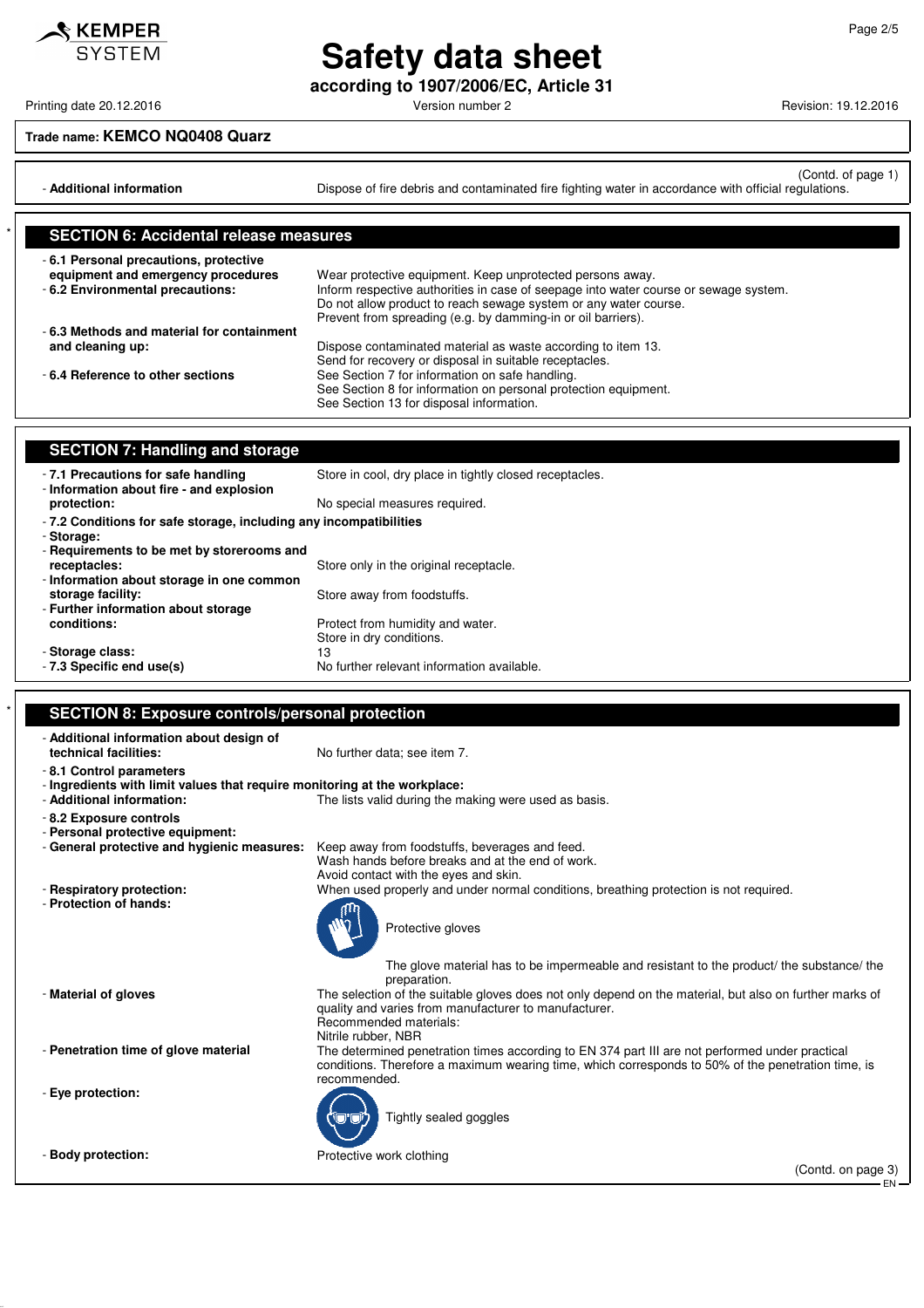Trade name: **KEMCO NQ0408 Quarz**

(Contd. of page 1)

- **Additional information** Dispose of fire debris and contaminated fire fighting water in accordance with official regulations.

## SECTION 6: Accidental release measures

- **6.1 Personal precautions, protective equipment and emergency procedures** Wear protective equipment. Keep unprotected persons away.
- **6.2 Environmental precautions:** Inform respective authorities in case of seepage into water course or sewage system. Do not allow product to reach sewage system or any water course. Prevent from spreading (e.g. by damming-in or oil barriers).
- **6.3 Methods and material for containment and cleaning up:** Dispose contaminated material as waste according to item 13. Send for recovery or disposal in suitable receptacles.
- **6.4 Reference to other sections** See Section 7 for information on safe handling. See Section 8 for information on personal protection equipment. See Section 13 for disposal information.

## SECTION 7: Handling and storage

- **7.1 Precautions for safe handling** Store in cool, dry place in tightly closed receptacles.
- **Information about fire - and explosion protection:** No special measures required.
- **7.2 Conditions for safe storage, including any incompatibilities**
- **Storage:**
- **Requirements to be met by storerooms and receptacles:** Store only in the original receptacle.
- **Information about storage in one common storage facility:** Store away from foodstuffs.
- **Further information about storage conditions:** Protect from humidity and water. Store in dry conditions.
- **Storage class:** 13
- **7.3 Specific end use(s)** No further relevant information available.

## SECTION 8: Exposure controls/personal protection

- **Additional information about design of technical facilities:** No further data; see item 7.
- **8.1 Control parameters**
- **Ingredients with limit values that require monitoring at the workplace:**
- **Additional information:** The lists valid during the making were used as basis.
- **8.2 Exposure controls**
- **Personal protective equipment:**
- **General protective and hygienic measures:** Keep away from foodstuffs, beverages and feed. Wash hands before breaks and at the end of work. Avoid contact with the eyes and skin.
- **Respiratory protection:** When used properly and under normal conditions, breathing protection is not required.
- **Protection of hands:**

  Protective gloves

  The glove material has to be impermeable and resistant to the product/ the substance/ the preparation.
- **Material of gloves** The selection of the suitable gloves does not only depend on the material, but also on further marks of quality and varies from manufacturer to manufacturer. Recommended materials: Nitrile rubber, NBR
- **Penetration time of glove material** The determined penetration times according to EN 374 part III are not performed under practical conditions. Therefore a maximum wearing time, which corresponds to 50% of the penetration time, is recommended.
- **Eye protection:**

  Tightly sealed goggles
- **Body protection:** Protective work clothing

(Contd. on page 3)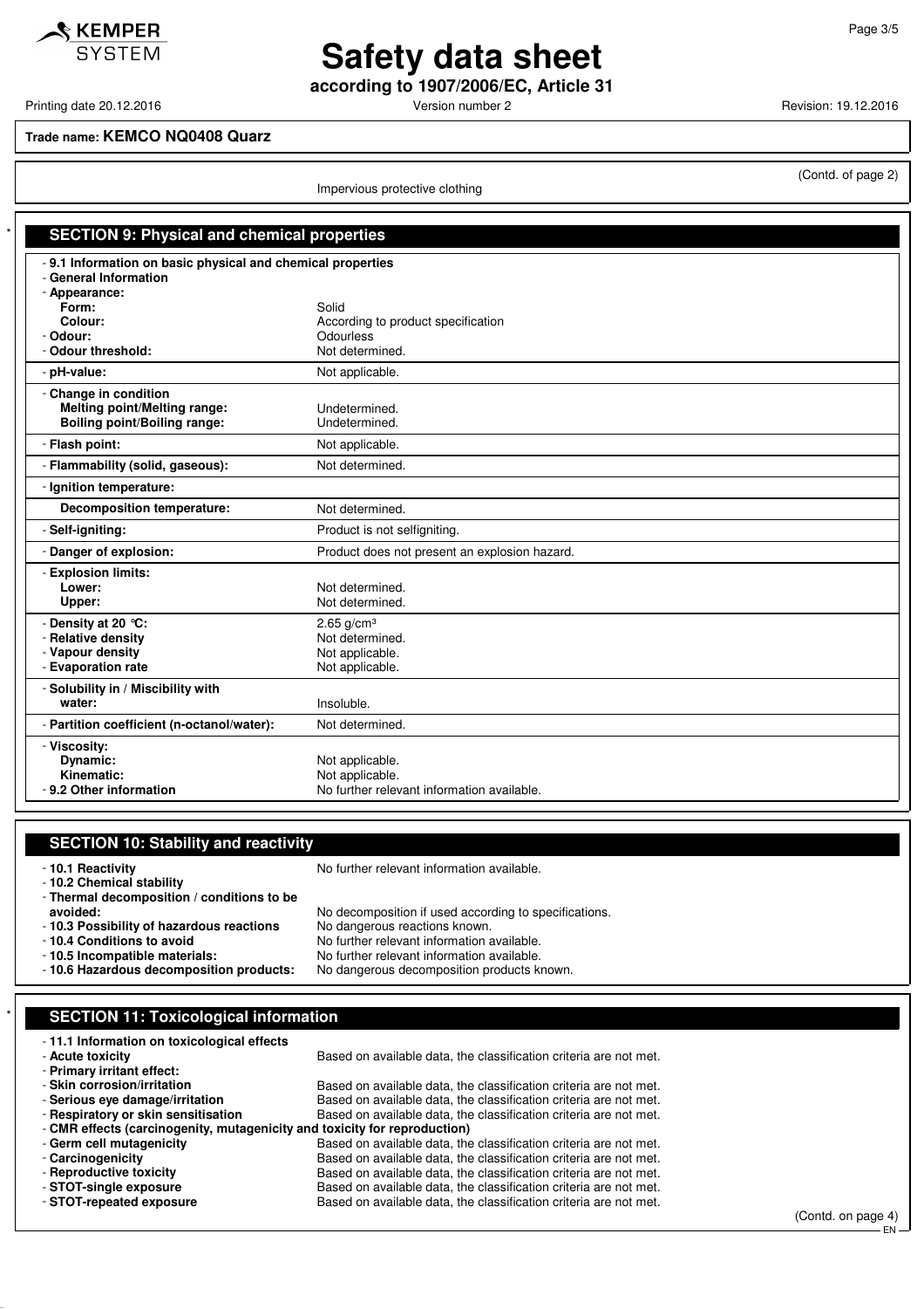**Trade name: KEMCO NQ0408 Quarz**

(Contd. of page 2)

Impervious protective clothing

## SECTION 9: Physical and chemical properties

| | |
|---|---|
| **9.1 Information on basic physical and chemical properties** | |
| **General Information** | |
| **Appearance:** | |
| **Form:** | Solid |
| **Colour:** | According to product specification |
| **Odour:** | Odourless |
| **Odour threshold:** | Not determined. |
| **pH-value:** | Not applicable. |
| **Change in condition** | |
| **Melting point/Melting range:** | Undetermined. |
| **Boiling point/Boiling range:** | Undetermined. |
| **Flash point:** | Not applicable. |
| **Flammability (solid, gaseous):** | Not determined. |
| **Ignition temperature:** | |
| **Decomposition temperature:** | Not determined. |
| **Self-igniting:** | Product is not selfigniting. |
| **Danger of explosion:** | Product does not present an explosion hazard. |
| **Explosion limits:** | |
| **Lower:** | Not determined. |
| **Upper:** | Not determined. |
| **Density at 20 °C:** | 2.65 g/cm³ |
| **Relative density** | Not determined. |
| **Vapour density** | Not applicable. |
| **Evaporation rate** | Not applicable. |
| **Solubility in / Miscibility with water:** | Insoluble. |
| **Partition coefficient (n-octanol/water):** | Not determined. |
| **Viscosity:** | |
| **Dynamic:** | Not applicable. |
| **Kinematic:** | Not applicable. |
| **9.2 Other information** | No further relevant information available. |

## SECTION 10: Stability and reactivity

- **10.1 Reactivity** No further relevant information available.
- **10.2 Chemical stability**
- **Thermal decomposition / conditions to be avoided:** No decomposition if used according to specifications.
- **10.3 Possibility of hazardous reactions** No dangerous reactions known.
- **10.4 Conditions to avoid** No further relevant information available.
- **10.5 Incompatible materials:** No further relevant information available.
- **10.6 Hazardous decomposition products:** No dangerous decomposition products known.

## SECTION 11: Toxicological information

- **11.1 Information on toxicological effects**
- **Acute toxicity** Based on available data, the classification criteria are not met.
- **Primary irritant effect:**
- **Skin corrosion/irritation** Based on available data, the classification criteria are not met.
- **Serious eye damage/irritation** Based on available data, the classification criteria are not met.
- **Respiratory or skin sensitisation** Based on available data, the classification criteria are not met.
- **CMR effects (carcinogenity, mutagenicity and toxicity for reproduction)**
- **Germ cell mutagenicity** Based on available data, the classification criteria are not met.
- **Carcinogenicity** Based on available data, the classification criteria are not met.
- **Reproductive toxicity** Based on available data, the classification criteria are not met.
- **STOT-single exposure** Based on available data, the classification criteria are not met.
- **STOT-repeated exposure** Based on available data, the classification criteria are not met.

(Contd. on page 4)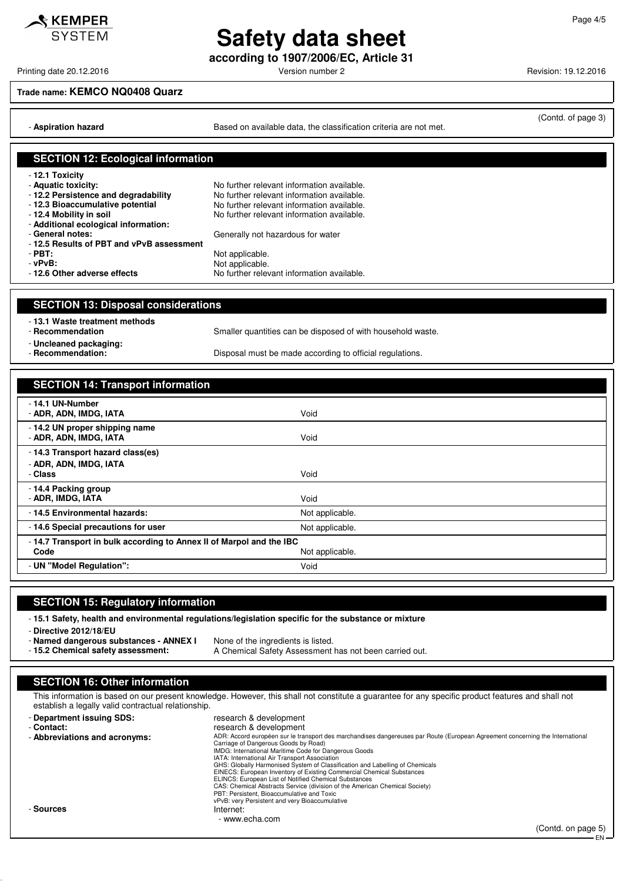**Trade name: KEMCO NQ0408 Quarz**

(Contd. of page 3)

- **Aspiration hazard** Based on available data, the classification criteria are not met.

## SECTION 12: Ecological information

- **12.1 Toxicity**
- **Aquatic toxicity:** No further relevant information available.
- **12.2 Persistence and degradability** No further relevant information available.
- **12.3 Bioaccumulative potential** No further relevant information available.
- **12.4 Mobility in soil** No further relevant information available.
- **Additional ecological information:**
- **General notes:** Generally not hazardous for water
- **12.5 Results of PBT and vPvB assessment**
- **PBT:** Not applicable.
- **vPvB:** Not applicable.
- **12.6 Other adverse effects** No further relevant information available.

## SECTION 13: Disposal considerations

- **13.1 Waste treatment methods**
- **Recommendation** Smaller quantities can be disposed of with household waste.
- **Uncleaned packaging:**
- **Recommendation:** Disposal must be made according to official regulations.

## SECTION 14: Transport information

| | |
|---|---|
| **- 14.1 UN-Number**<br>**- ADR, ADN, IMDG, IATA** | Void |
| **- 14.2 UN proper shipping name**<br>**- ADR, ADN, IMDG, IATA** | Void |
| **- 14.3 Transport hazard class(es)**<br>**- ADR, ADN, IMDG, IATA**<br>**- Class** | Void |
| **- 14.4 Packing group**<br>**- ADR, IMDG, IATA** | Void |
| **- 14.5 Environmental hazards:** | Not applicable. |
| **- 14.6 Special precautions for user** | Not applicable. |
| **- 14.7 Transport in bulk according to Annex II of Marpol and the IBC Code** | Not applicable. |
| **- UN "Model Regulation":** | Void |

## SECTION 15: Regulatory information

- **15.1 Safety, health and environmental regulations/legislation specific for the substance or mixture**
- **Directive 2012/18/EU**
- **Named dangerous substances - ANNEX I** None of the ingredients is listed.
- **15.2 Chemical safety assessment:** A Chemical Safety Assessment has not been carried out.

## SECTION 16: Other information

This information is based on our present knowledge. However, this shall not constitute a guarantee for any specific product features and shall not establish a legally valid contractual relationship.

- **Department issuing SDS:** research & development
- **Contact:** research & development
- **Abbreviations and acronyms:**
  ADR: Accord européen sur le transport des marchandises dangereuses par Route (European Agreement concerning the International Carriage of Dangerous Goods by Road)
  IMDG: International Maritime Code for Dangerous Goods
  IATA: International Air Transport Association
  GHS: Globally Harmonised System of Classification and Labelling of Chemicals
  EINECS: European Inventory of Existing Commercial Chemical Substances
  ELINCS: European List of Notified Chemical Substances
  CAS: Chemical Abstracts Service (division of the American Chemical Society)
  PBT: Persistent, Bioaccumulative and Toxic
  vPvB: very Persistent and very Bioaccumulative
- **Sources** Internet:
  - www.echa.com

(Contd. on page 5)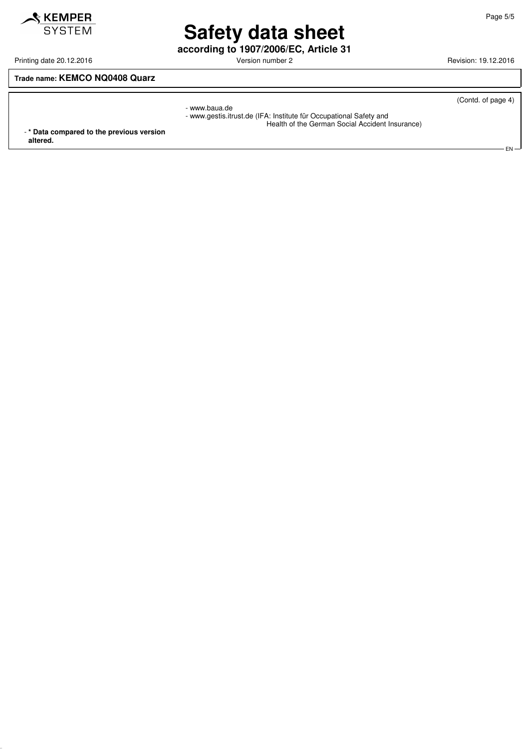**Trade name: KEMCO NQ0408 Quarz**

(Contd. of page 4)

- www.baua.de
- www.gestis.itrust.de (IFA: Institute für Occupational Safety and Health of the German Social Accident Insurance)

- **\* Data compared to the previous version altered.**